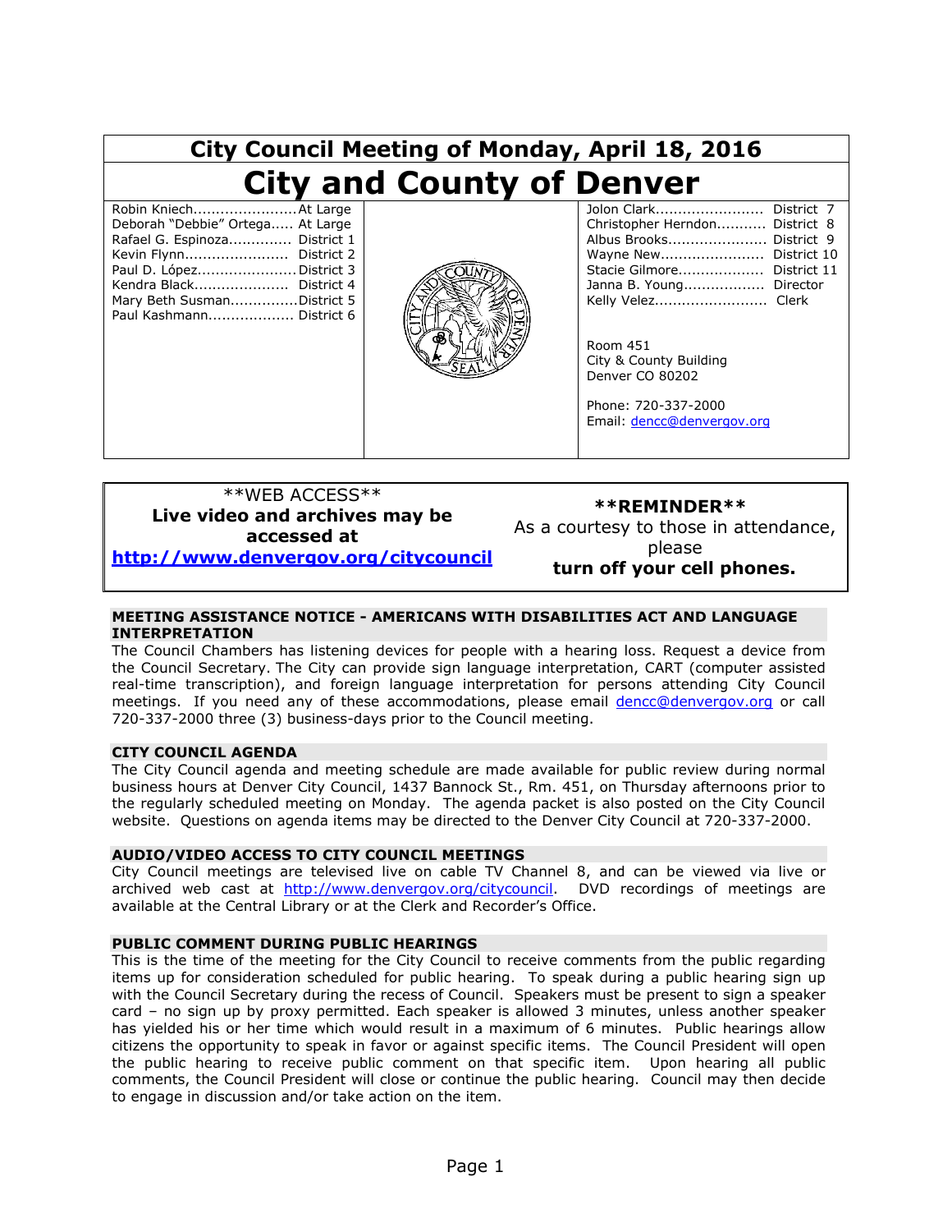# City Council Meeting of Monday, April 18, 2016

# City and County of Denver

Robin Kniech....................... At Large
Deborah "Debbie" Ortega..... At Large
Rafael G. Espinoza.............. District 1
Kevin Flynn....................... District 2
Paul D. López...................... District 3
Kendra Black...................... District 4
Mary Beth Susman...............District 5
Paul Kashmann................... District 6

Jolon Clark........................ District 7
Christopher Herndon........... District 8
Albus Brooks...................... District 9
Wayne New....................... District 10
Stacie Gilmore................... District 11
Janna B. Young.................. Director
Kelly Velez......................... Clerk

Room 451
City & County Building
Denver CO 80202

Phone: 720-337-2000
Email: dencc@denvergov.org

**WEB ACCESS**
**Live video and archives may be accessed at**
**http://www.denvergov.org/citycouncil**

****REMINDER****
As a courtesy to those in attendance, please
**turn off your cell phones.**

### MEETING ASSISTANCE NOTICE - AMERICANS WITH DISABILITIES ACT AND LANGUAGE INTERPRETATION

The Council Chambers has listening devices for people with a hearing loss. Request a device from the Council Secretary. The City can provide sign language interpretation, CART (computer assisted real-time transcription), and foreign language interpretation for persons attending City Council meetings. If you need any of these accommodations, please email dencc@denvergov.org or call 720-337-2000 three (3) business-days prior to the Council meeting.

### CITY COUNCIL AGENDA

The City Council agenda and meeting schedule are made available for public review during normal business hours at Denver City Council, 1437 Bannock St., Rm. 451, on Thursday afternoons prior to the regularly scheduled meeting on Monday. The agenda packet is also posted on the City Council website. Questions on agenda items may be directed to the Denver City Council at 720-337-2000.

### AUDIO/VIDEO ACCESS TO CITY COUNCIL MEETINGS

City Council meetings are televised live on cable TV Channel 8, and can be viewed via live or archived web cast at http://www.denvergov.org/citycouncil. DVD recordings of meetings are available at the Central Library or at the Clerk and Recorder's Office.

### PUBLIC COMMENT DURING PUBLIC HEARINGS

This is the time of the meeting for the City Council to receive comments from the public regarding items up for consideration scheduled for public hearing. To speak during a public hearing sign up with the Council Secretary during the recess of Council. Speakers must be present to sign a speaker card – no sign up by proxy permitted. Each speaker is allowed 3 minutes, unless another speaker has yielded his or her time which would result in a maximum of 6 minutes. Public hearings allow citizens the opportunity to speak in favor or against specific items. The Council President will open the public hearing to receive public comment on that specific item. Upon hearing all public comments, the Council President will close or continue the public hearing. Council may then decide to engage in discussion and/or take action on the item.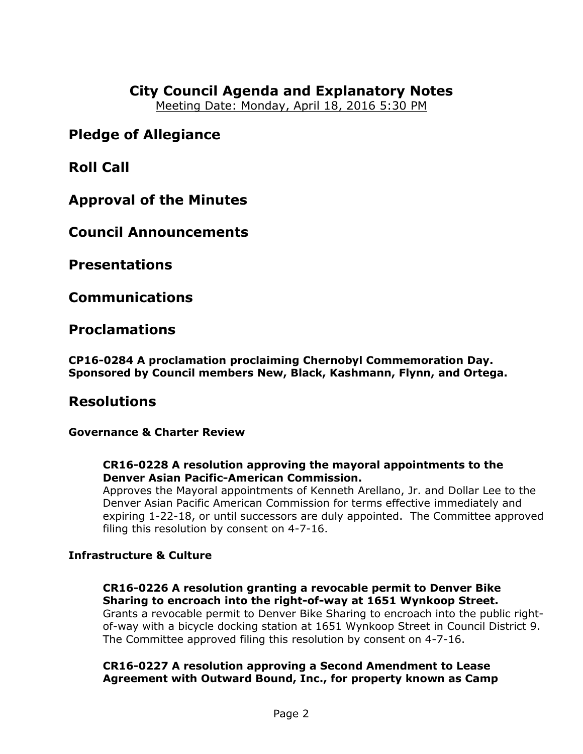# City Council Agenda and Explanatory Notes

Meeting Date: Monday, April 18, 2016 5:30 PM

## Pledge of Allegiance

## Roll Call

## Approval of the Minutes

## Council Announcements

## Presentations

## Communications

## Proclamations

**CP16-0284 A proclamation proclaiming Chernobyl Commemoration Day. Sponsored by Council members New, Black, Kashmann, Flynn, and Ortega.**

## Resolutions

### Governance & Charter Review

**CR16-0228 A resolution approving the mayoral appointments to the Denver Asian Pacific-American Commission.**
Approves the Mayoral appointments of Kenneth Arellano, Jr. and Dollar Lee to the Denver Asian Pacific American Commission for terms effective immediately and expiring 1-22-18, or until successors are duly appointed. The Committee approved filing this resolution by consent on 4-7-16.

### Infrastructure & Culture

**CR16-0226 A resolution granting a revocable permit to Denver Bike Sharing to encroach into the right-of-way at 1651 Wynkoop Street.**
Grants a revocable permit to Denver Bike Sharing to encroach into the public right-of-way with a bicycle docking station at 1651 Wynkoop Street in Council District 9. The Committee approved filing this resolution by consent on 4-7-16.

**CR16-0227 A resolution approving a Second Amendment to Lease Agreement with Outward Bound, Inc., for property known as Camp**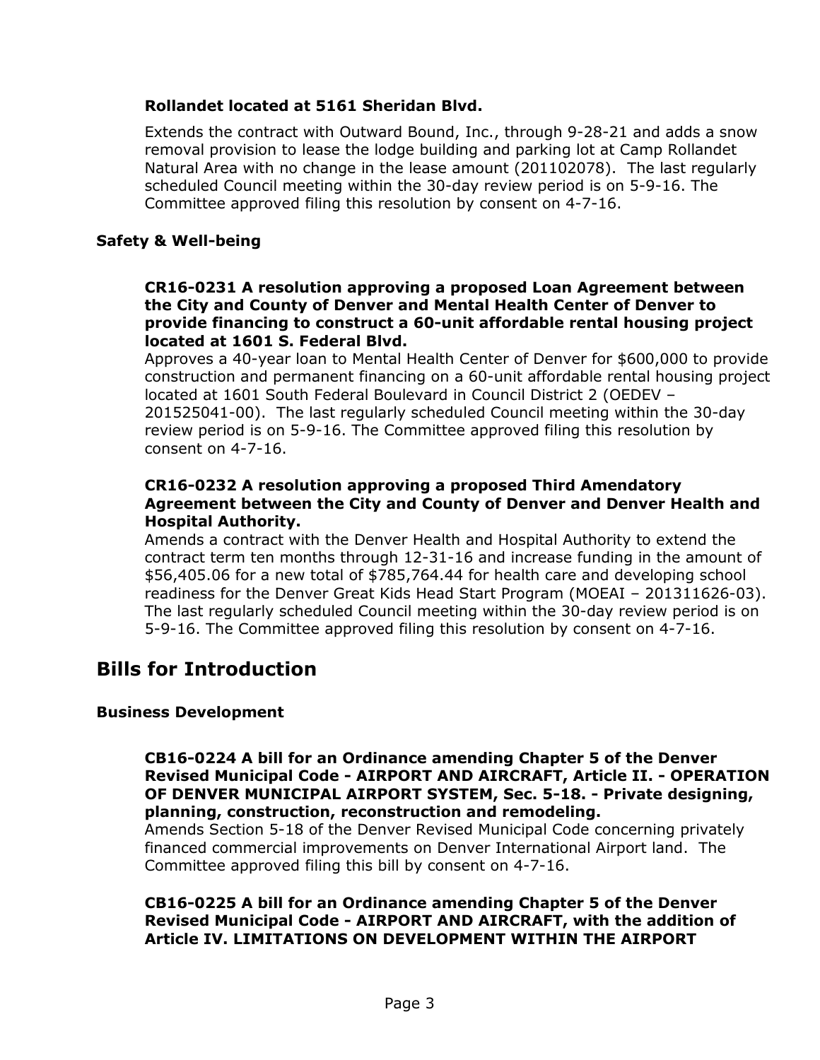**Rollandet located at 5161 Sheridan Blvd.**

Extends the contract with Outward Bound, Inc., through 9-28-21 and adds a snow removal provision to lease the lodge building and parking lot at Camp Rollandet Natural Area with no change in the lease amount (201102078). The last regularly scheduled Council meeting within the 30-day review period is on 5-9-16. The Committee approved filing this resolution by consent on 4-7-16.

### Safety & Well-being

**CR16-0231 A resolution approving a proposed Loan Agreement between the City and County of Denver and Mental Health Center of Denver to provide financing to construct a 60-unit affordable rental housing project located at 1601 S. Federal Blvd.**

Approves a 40-year loan to Mental Health Center of Denver for $600,000 to provide construction and permanent financing on a 60-unit affordable rental housing project located at 1601 South Federal Boulevard in Council District 2 (OEDEV – 201525041-00). The last regularly scheduled Council meeting within the 30-day review period is on 5-9-16. The Committee approved filing this resolution by consent on 4-7-16.

**CR16-0232 A resolution approving a proposed Third Amendatory Agreement between the City and County of Denver and Denver Health and Hospital Authority.**

Amends a contract with the Denver Health and Hospital Authority to extend the contract term ten months through 12-31-16 and increase funding in the amount of $56,405.06 for a new total of $785,764.44 for health care and developing school readiness for the Denver Great Kids Head Start Program (MOEAI – 201311626-03). The last regularly scheduled Council meeting within the 30-day review period is on 5-9-16. The Committee approved filing this resolution by consent on 4-7-16.

## Bills for Introduction

### Business Development

**CB16-0224 A bill for an Ordinance amending Chapter 5 of the Denver Revised Municipal Code - AIRPORT AND AIRCRAFT, Article II. - OPERATION OF DENVER MUNICIPAL AIRPORT SYSTEM, Sec. 5-18. - Private designing, planning, construction, reconstruction and remodeling.**

Amends Section 5-18 of the Denver Revised Municipal Code concerning privately financed commercial improvements on Denver International Airport land. The Committee approved filing this bill by consent on 4-7-16.

**CB16-0225 A bill for an Ordinance amending Chapter 5 of the Denver Revised Municipal Code - AIRPORT AND AIRCRAFT, with the addition of Article IV. LIMITATIONS ON DEVELOPMENT WITHIN THE AIRPORT**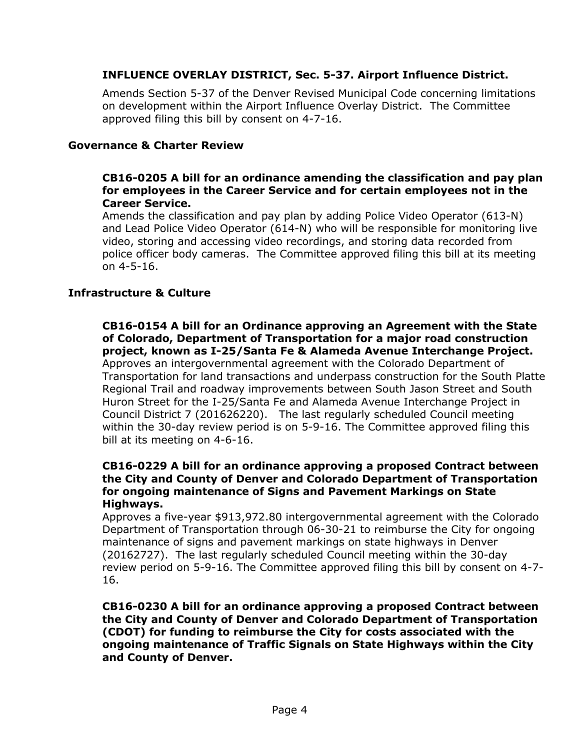**INFLUENCE OVERLAY DISTRICT, Sec. 5-37. Airport Influence District.**

Amends Section 5-37 of the Denver Revised Municipal Code concerning limitations on development within the Airport Influence Overlay District. The Committee approved filing this bill by consent on 4-7-16.

### Governance & Charter Review

**CB16-0205 A bill for an ordinance amending the classification and pay plan for employees in the Career Service and for certain employees not in the Career Service.**
Amends the classification and pay plan by adding Police Video Operator (613-N) and Lead Police Video Operator (614-N) who will be responsible for monitoring live video, storing and accessing video recordings, and storing data recorded from police officer body cameras. The Committee approved filing this bill at its meeting on 4-5-16.

### Infrastructure & Culture

**CB16-0154 A bill for an Ordinance approving an Agreement with the State of Colorado, Department of Transportation for a major road construction project, known as I-25/Santa Fe & Alameda Avenue Interchange Project.**
Approves an intergovernmental agreement with the Colorado Department of Transportation for land transactions and underpass construction for the South Platte Regional Trail and roadway improvements between South Jason Street and South Huron Street for the I-25/Santa Fe and Alameda Avenue Interchange Project in Council District 7 (201626220). The last regularly scheduled Council meeting within the 30-day review period is on 5-9-16. The Committee approved filing this bill at its meeting on 4-6-16.

**CB16-0229 A bill for an ordinance approving a proposed Contract between the City and County of Denver and Colorado Department of Transportation for ongoing maintenance of Signs and Pavement Markings on State Highways.**
Approves a five-year $913,972.80 intergovernmental agreement with the Colorado Department of Transportation through 06-30-21 to reimburse the City for ongoing maintenance of signs and pavement markings on state highways in Denver (20162727). The last regularly scheduled Council meeting within the 30-day review period on 5-9-16. The Committee approved filing this bill by consent on 4-7-16.

**CB16-0230 A bill for an ordinance approving a proposed Contract between the City and County of Denver and Colorado Department of Transportation (CDOT) for funding to reimburse the City for costs associated with the ongoing maintenance of Traffic Signals on State Highways within the City and County of Denver.**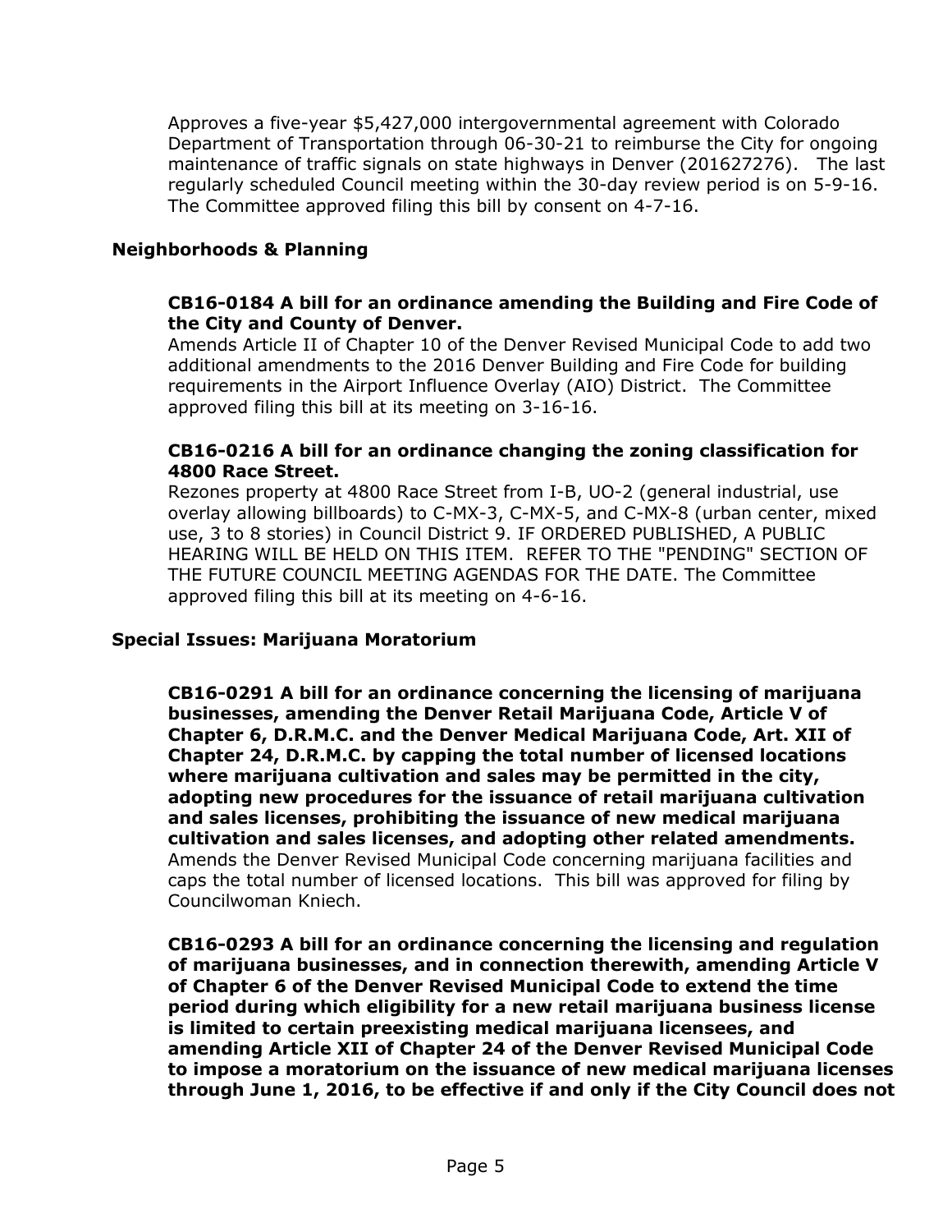Approves a five-year $5,427,000 intergovernmental agreement with Colorado Department of Transportation through 06-30-21 to reimburse the City for ongoing maintenance of traffic signals on state highways in Denver (201627276). The last regularly scheduled Council meeting within the 30-day review period is on 5-9-16. The Committee approved filing this bill by consent on 4-7-16.

### Neighborhoods & Planning

**CB16-0184 A bill for an ordinance amending the Building and Fire Code of the City and County of Denver.**
Amends Article II of Chapter 10 of the Denver Revised Municipal Code to add two additional amendments to the 2016 Denver Building and Fire Code for building requirements in the Airport Influence Overlay (AIO) District. The Committee approved filing this bill at its meeting on 3-16-16.

**CB16-0216 A bill for an ordinance changing the zoning classification for 4800 Race Street.**
Rezones property at 4800 Race Street from I-B, UO-2 (general industrial, use overlay allowing billboards) to C-MX-3, C-MX-5, and C-MX-8 (urban center, mixed use, 3 to 8 stories) in Council District 9. IF ORDERED PUBLISHED, A PUBLIC HEARING WILL BE HELD ON THIS ITEM. REFER TO THE "PENDING" SECTION OF THE FUTURE COUNCIL MEETING AGENDAS FOR THE DATE. The Committee approved filing this bill at its meeting on 4-6-16.

### Special Issues: Marijuana Moratorium

**CB16-0291 A bill for an ordinance concerning the licensing of marijuana businesses, amending the Denver Retail Marijuana Code, Article V of Chapter 6, D.R.M.C. and the Denver Medical Marijuana Code, Art. XII of Chapter 24, D.R.M.C. by capping the total number of licensed locations where marijuana cultivation and sales may be permitted in the city, adopting new procedures for the issuance of retail marijuana cultivation and sales licenses, prohibiting the issuance of new medical marijuana cultivation and sales licenses, and adopting other related amendments.**
Amends the Denver Revised Municipal Code concerning marijuana facilities and caps the total number of licensed locations. This bill was approved for filing by Councilwoman Kniech.

**CB16-0293 A bill for an ordinance concerning the licensing and regulation of marijuana businesses, and in connection therewith, amending Article V of Chapter 6 of the Denver Revised Municipal Code to extend the time period during which eligibility for a new retail marijuana business license is limited to certain preexisting medical marijuana licensees, and amending Article XII of Chapter 24 of the Denver Revised Municipal Code to impose a moratorium on the issuance of new medical marijuana licenses through June 1, 2016, to be effective if and only if the City Council does not**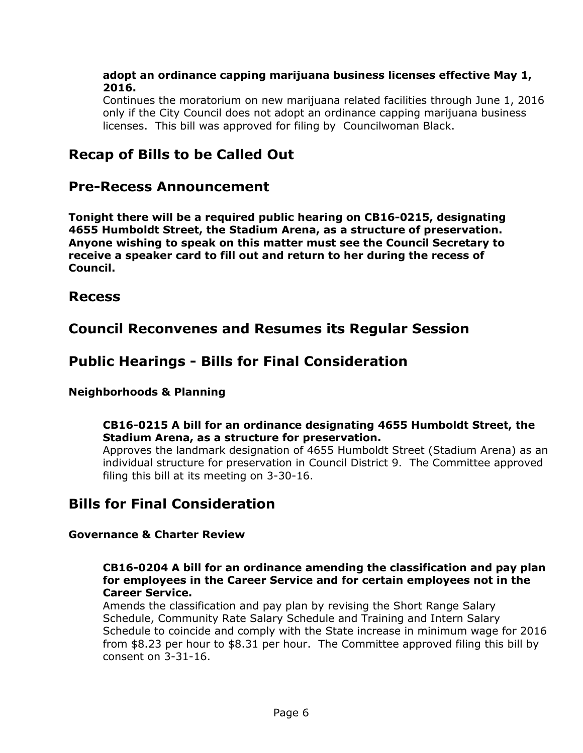**adopt an ordinance capping marijuana business licenses effective May 1, 2016.**
Continues the moratorium on new marijuana related facilities through June 1, 2016 only if the City Council does not adopt an ordinance capping marijuana business licenses. This bill was approved for filing by Councilwoman Black.

## Recap of Bills to be Called Out

## Pre-Recess Announcement

**Tonight there will be a required public hearing on CB16-0215, designating 4655 Humboldt Street, the Stadium Arena, as a structure of preservation. Anyone wishing to speak on this matter must see the Council Secretary to receive a speaker card to fill out and return to her during the recess of Council.**

## Recess

## Council Reconvenes and Resumes its Regular Session

## Public Hearings - Bills for Final Consideration

### Neighborhoods & Planning

**CB16-0215 A bill for an ordinance designating 4655 Humboldt Street, the Stadium Arena, as a structure for preservation.**
Approves the landmark designation of 4655 Humboldt Street (Stadium Arena) as an individual structure for preservation in Council District 9. The Committee approved filing this bill at its meeting on 3-30-16.

## Bills for Final Consideration

### Governance & Charter Review

**CB16-0204 A bill for an ordinance amending the classification and pay plan for employees in the Career Service and for certain employees not in the Career Service.**
Amends the classification and pay plan by revising the Short Range Salary Schedule, Community Rate Salary Schedule and Training and Intern Salary Schedule to coincide and comply with the State increase in minimum wage for 2016 from $8.23 per hour to $8.31 per hour. The Committee approved filing this bill by consent on 3-31-16.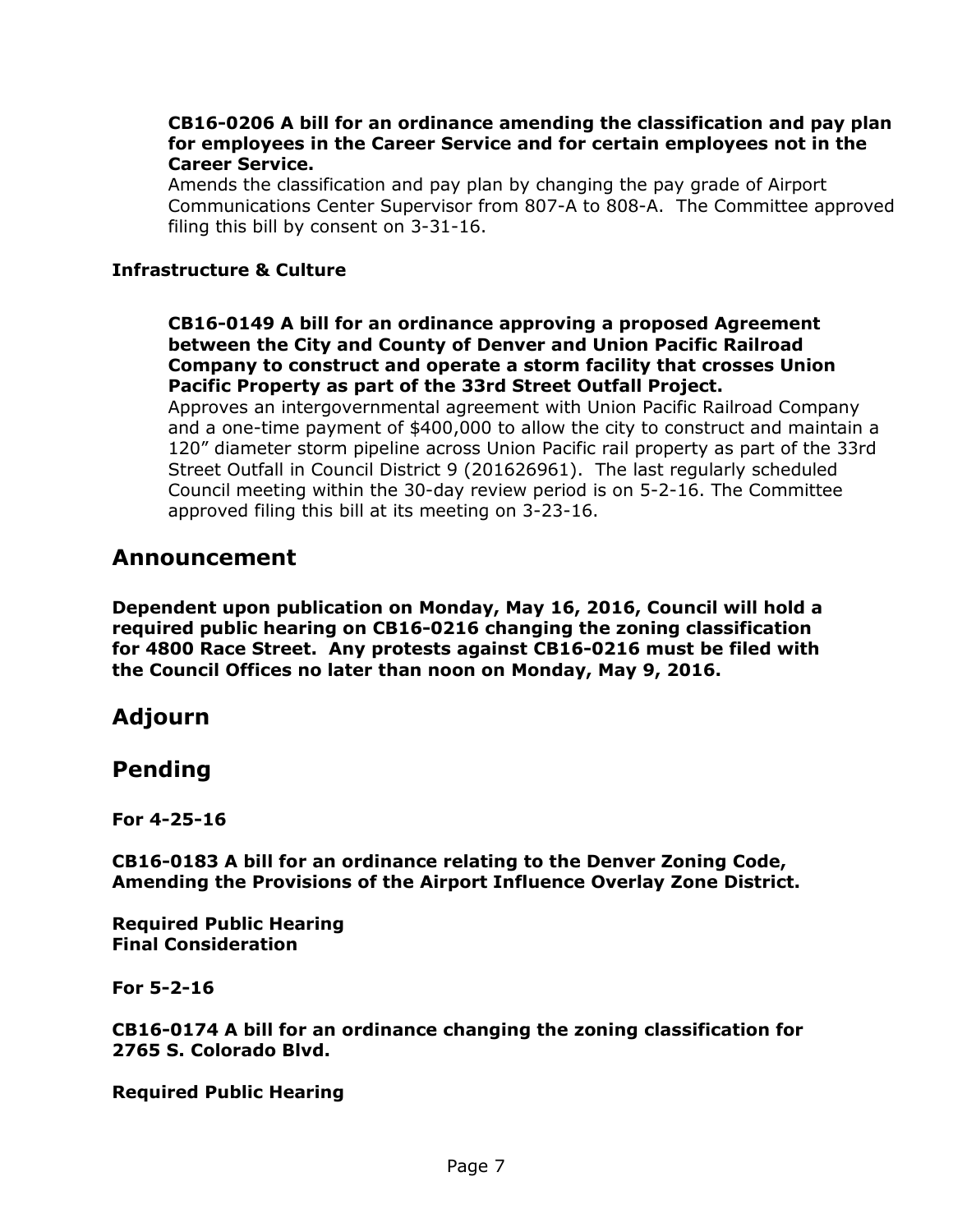**CB16-0206 A bill for an ordinance amending the classification and pay plan for employees in the Career Service and for certain employees not in the Career Service.**
Amends the classification and pay plan by changing the pay grade of Airport Communications Center Supervisor from 807-A to 808-A. The Committee approved filing this bill by consent on 3-31-16.

**Infrastructure & Culture**

**CB16-0149 A bill for an ordinance approving a proposed Agreement between the City and County of Denver and Union Pacific Railroad Company to construct and operate a storm facility that crosses Union Pacific Property as part of the 33rd Street Outfall Project.**
Approves an intergovernmental agreement with Union Pacific Railroad Company and a one-time payment of $400,000 to allow the city to construct and maintain a 120" diameter storm pipeline across Union Pacific rail property as part of the 33rd Street Outfall in Council District 9 (201626961). The last regularly scheduled Council meeting within the 30-day review period is on 5-2-16. The Committee approved filing this bill at its meeting on 3-23-16.

## Announcement

**Dependent upon publication on Monday, May 16, 2016, Council will hold a required public hearing on CB16-0216 changing the zoning classification for 4800 Race Street. Any protests against CB16-0216 must be filed with the Council Offices no later than noon on Monday, May 9, 2016.**

## Adjourn

## Pending

**For 4-25-16**

**CB16-0183 A bill for an ordinance relating to the Denver Zoning Code, Amending the Provisions of the Airport Influence Overlay Zone District.**

**Required Public Hearing**
**Final Consideration**

**For 5-2-16**

**CB16-0174 A bill for an ordinance changing the zoning classification for 2765 S. Colorado Blvd.**

**Required Public Hearing**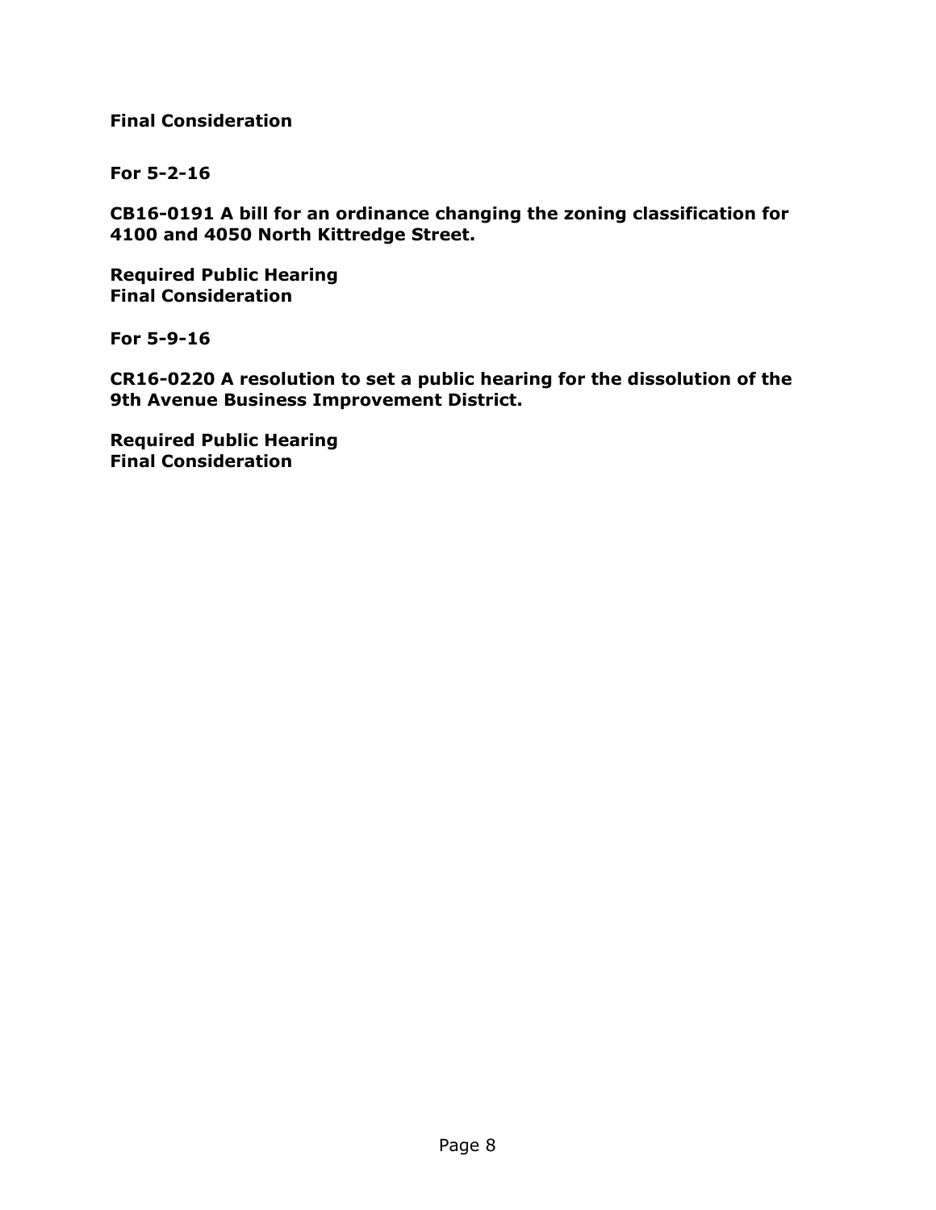**Final Consideration**

**For 5-2-16**

**CB16-0191 A bill for an ordinance changing the zoning classification for 4100 and 4050 North Kittredge Street.**

**Required Public Hearing**
**Final Consideration**

**For 5-9-16**

**CR16-0220 A resolution to set a public hearing for the dissolution of the 9th Avenue Business Improvement District.**

**Required Public Hearing**
**Final Consideration**